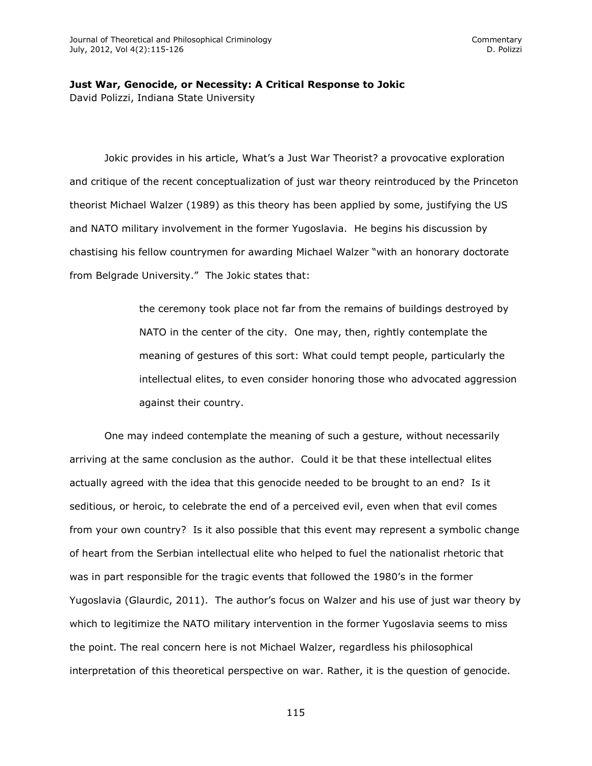**Just War, Genocide, or Necessity: A Critical Response to Jokic**

David Polizzi, Indiana State University

Jokic provides in his article, What's a Just War Theorist? a provocative exploration and critique of the recent conceptualization of just war theory reintroduced by the Princeton theorist Michael Walzer (1989) as this theory has been applied by some, justifying the US and NATO military involvement in the former Yugoslavia. He begins his discussion by chastising his fellow countrymen for awarding Michael Walzer "with an honorary doctorate from Belgrade University." The Jokic states that:

> the ceremony took place not far from the remains of buildings destroyed by NATO in the center of the city. One may, then, rightly contemplate the meaning of gestures of this sort: What could tempt people, particularly the intellectual elites, to even consider honoring those who advocated aggression against their country.

One may indeed contemplate the meaning of such a gesture, without necessarily arriving at the same conclusion as the author. Could it be that these intellectual elites actually agreed with the idea that this genocide needed to be brought to an end? Is it seditious, or heroic, to celebrate the end of a perceived evil, even when that evil comes from your own country? Is it also possible that this event may represent a symbolic change of heart from the Serbian intellectual elite who helped to fuel the nationalist rhetoric that was in part responsible for the tragic events that followed the 1980's in the former Yugoslavia (Glaurdic, 2011). The author's focus on Walzer and his use of just war theory by which to legitimize the NATO military intervention in the former Yugoslavia seems to miss the point. The real concern here is not Michael Walzer, regardless his philosophical interpretation of this theoretical perspective on war. Rather, it is the question of genocide.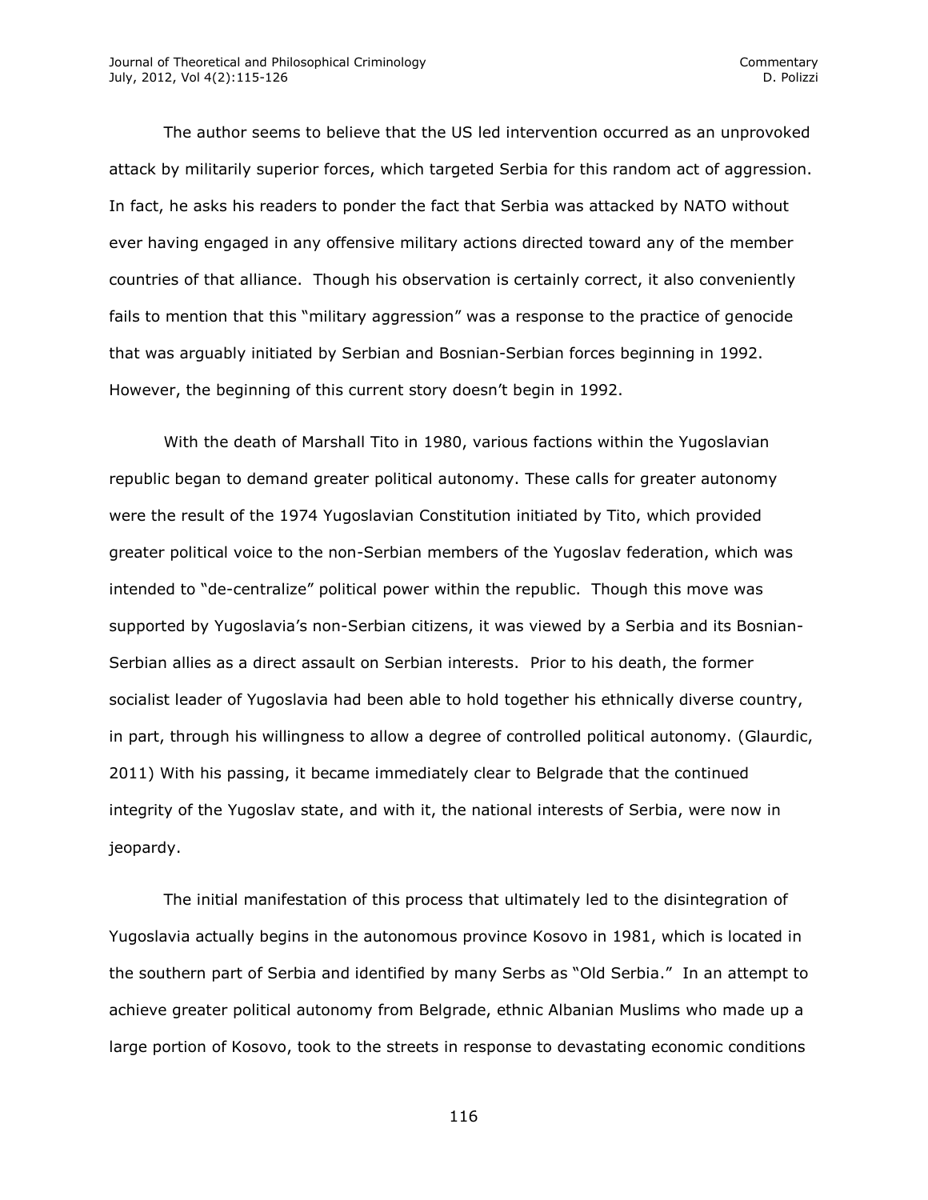The author seems to believe that the US led intervention occurred as an unprovoked attack by militarily superior forces, which targeted Serbia for this random act of aggression. In fact, he asks his readers to ponder the fact that Serbia was attacked by NATO without ever having engaged in any offensive military actions directed toward any of the member countries of that alliance. Though his observation is certainly correct, it also conveniently fails to mention that this "military aggression" was a response to the practice of genocide that was arguably initiated by Serbian and Bosnian-Serbian forces beginning in 1992. However, the beginning of this current story doesn't begin in 1992.

With the death of Marshall Tito in 1980, various factions within the Yugoslavian republic began to demand greater political autonomy. These calls for greater autonomy were the result of the 1974 Yugoslavian Constitution initiated by Tito, which provided greater political voice to the non-Serbian members of the Yugoslav federation, which was intended to "de-centralize" political power within the republic. Though this move was supported by Yugoslavia's non-Serbian citizens, it was viewed by a Serbia and its Bosnian-Serbian allies as a direct assault on Serbian interests. Prior to his death, the former socialist leader of Yugoslavia had been able to hold together his ethnically diverse country, in part, through his willingness to allow a degree of controlled political autonomy. (Glaurdic, 2011) With his passing, it became immediately clear to Belgrade that the continued integrity of the Yugoslav state, and with it, the national interests of Serbia, were now in jeopardy.

The initial manifestation of this process that ultimately led to the disintegration of Yugoslavia actually begins in the autonomous province Kosovo in 1981, which is located in the southern part of Serbia and identified by many Serbs as "Old Serbia." In an attempt to achieve greater political autonomy from Belgrade, ethnic Albanian Muslims who made up a large portion of Kosovo, took to the streets in response to devastating economic conditions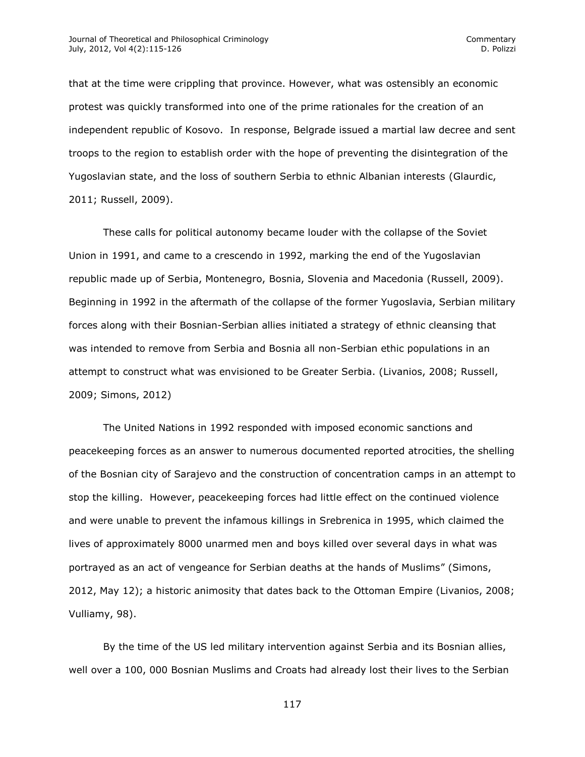that at the time were crippling that province. However, what was ostensibly an economic protest was quickly transformed into one of the prime rationales for the creation of an independent republic of Kosovo. In response, Belgrade issued a martial law decree and sent troops to the region to establish order with the hope of preventing the disintegration of the Yugoslavian state, and the loss of southern Serbia to ethnic Albanian interests (Glaurdic, 2011; Russell, 2009).

These calls for political autonomy became louder with the collapse of the Soviet Union in 1991, and came to a crescendo in 1992, marking the end of the Yugoslavian republic made up of Serbia, Montenegro, Bosnia, Slovenia and Macedonia (Russell, 2009). Beginning in 1992 in the aftermath of the collapse of the former Yugoslavia, Serbian military forces along with their Bosnian-Serbian allies initiated a strategy of ethnic cleansing that was intended to remove from Serbia and Bosnia all non-Serbian ethic populations in an attempt to construct what was envisioned to be Greater Serbia. (Livanios, 2008; Russell, 2009; Simons, 2012)

The United Nations in 1992 responded with imposed economic sanctions and peacekeeping forces as an answer to numerous documented reported atrocities, the shelling of the Bosnian city of Sarajevo and the construction of concentration camps in an attempt to stop the killing. However, peacekeeping forces had little effect on the continued violence and were unable to prevent the infamous killings in Srebrenica in 1995, which claimed the lives of approximately 8000 unarmed men and boys killed over several days in what was portrayed as an act of vengeance for Serbian deaths at the hands of Muslims" (Simons, 2012, May 12); a historic animosity that dates back to the Ottoman Empire (Livanios, 2008; Vulliamy, 98).

By the time of the US led military intervention against Serbia and its Bosnian allies, well over a 100, 000 Bosnian Muslims and Croats had already lost their lives to the Serbian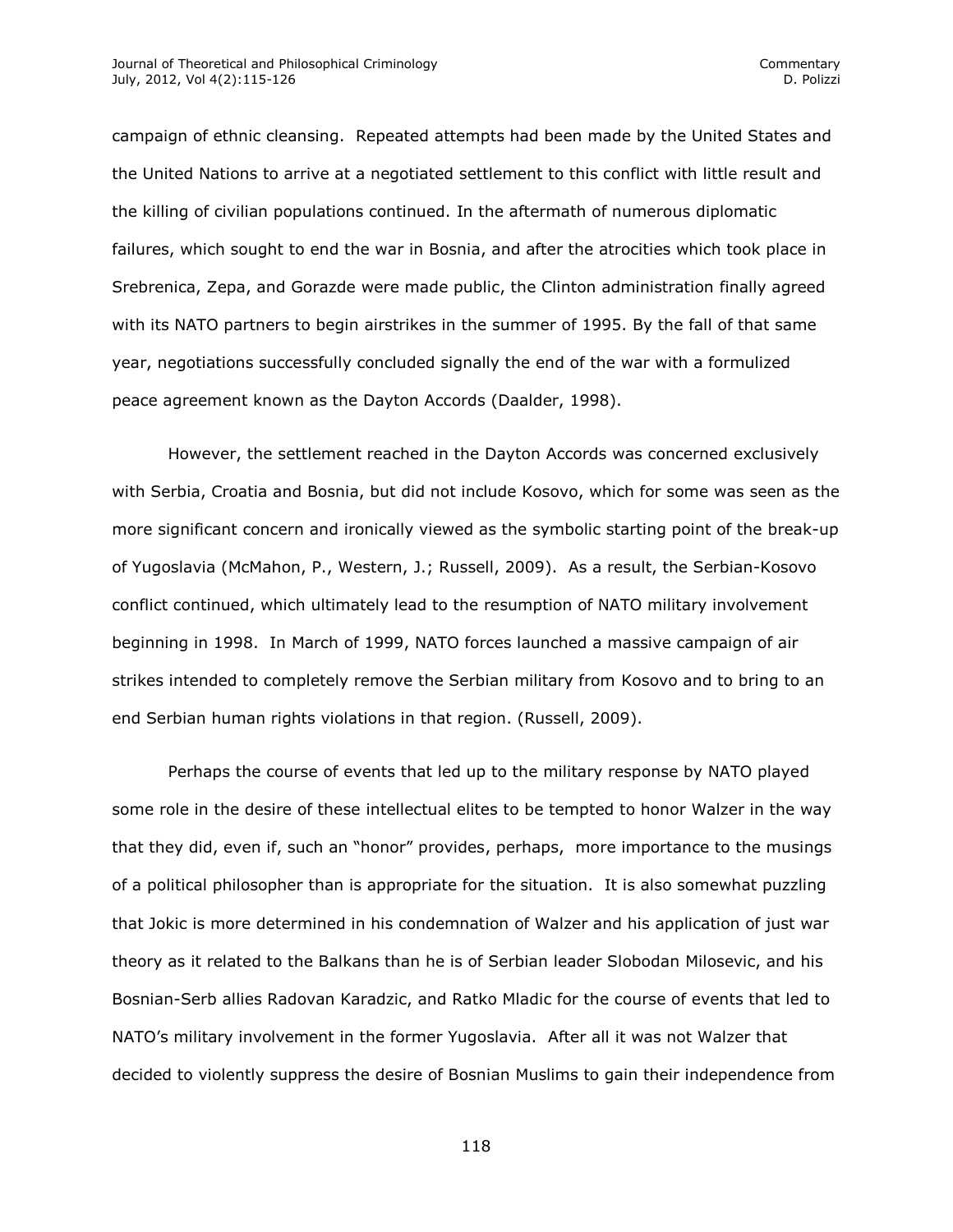campaign of ethnic cleansing. Repeated attempts had been made by the United States and the United Nations to arrive at a negotiated settlement to this conflict with little result and the killing of civilian populations continued. In the aftermath of numerous diplomatic failures, which sought to end the war in Bosnia, and after the atrocities which took place in Srebrenica, Zepa, and Gorazde were made public, the Clinton administration finally agreed with its NATO partners to begin airstrikes in the summer of 1995. By the fall of that same year, negotiations successfully concluded signally the end of the war with a formulized peace agreement known as the Dayton Accords (Daalder, 1998).

However, the settlement reached in the Dayton Accords was concerned exclusively with Serbia, Croatia and Bosnia, but did not include Kosovo, which for some was seen as the more significant concern and ironically viewed as the symbolic starting point of the break-up of Yugoslavia (McMahon, P., Western, J.; Russell, 2009). As a result, the Serbian-Kosovo conflict continued, which ultimately lead to the resumption of NATO military involvement beginning in 1998. In March of 1999, NATO forces launched a massive campaign of air strikes intended to completely remove the Serbian military from Kosovo and to bring to an end Serbian human rights violations in that region. (Russell, 2009).

Perhaps the course of events that led up to the military response by NATO played some role in the desire of these intellectual elites to be tempted to honor Walzer in the way that they did, even if, such an "honor" provides, perhaps, more importance to the musings of a political philosopher than is appropriate for the situation. It is also somewhat puzzling that Jokic is more determined in his condemnation of Walzer and his application of just war theory as it related to the Balkans than he is of Serbian leader Slobodan Milosevic, and his Bosnian-Serb allies Radovan Karadzic, and Ratko Mladic for the course of events that led to NATO's military involvement in the former Yugoslavia. After all it was not Walzer that decided to violently suppress the desire of Bosnian Muslims to gain their independence from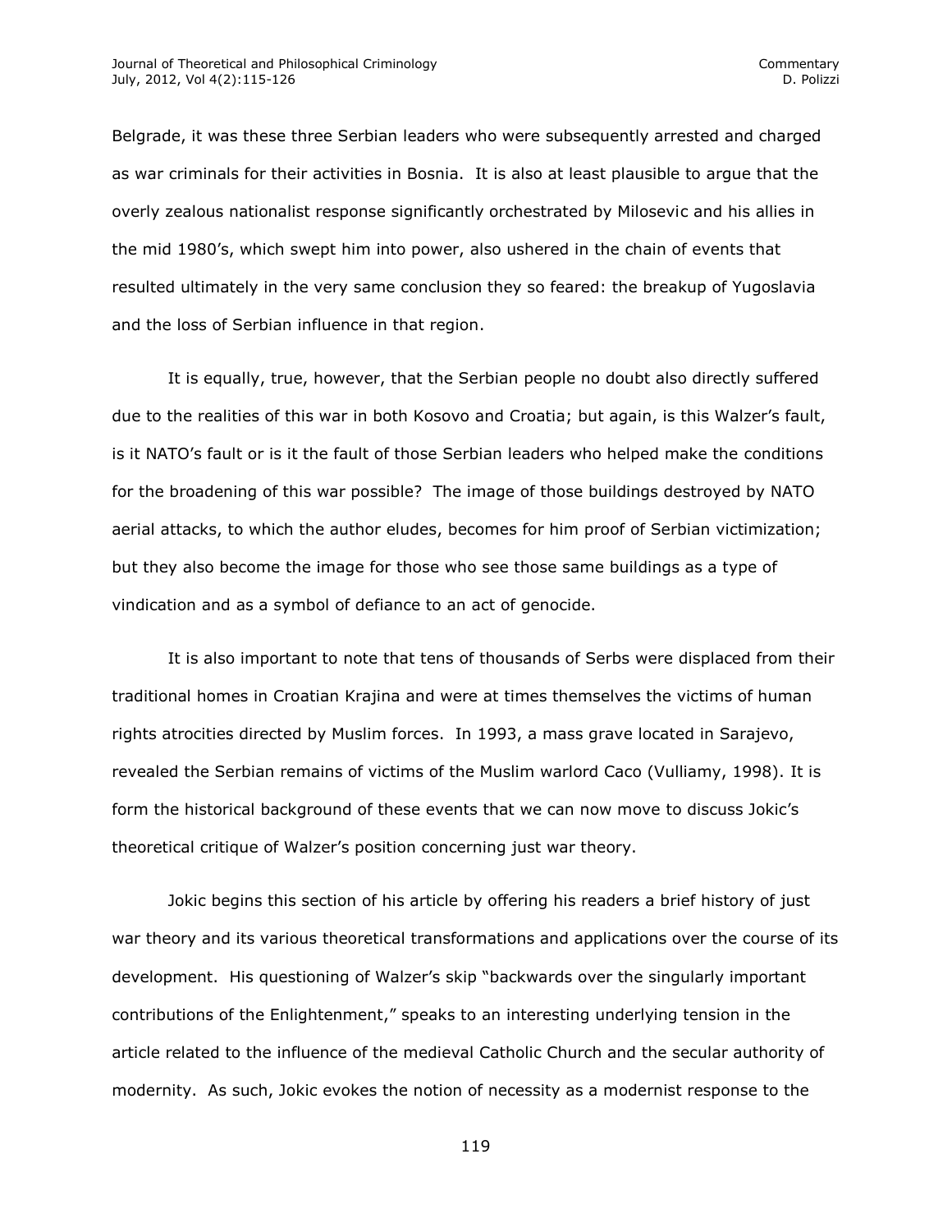Belgrade, it was these three Serbian leaders who were subsequently arrested and charged as war criminals for their activities in Bosnia. It is also at least plausible to argue that the overly zealous nationalist response significantly orchestrated by Milosevic and his allies in the mid 1980's, which swept him into power, also ushered in the chain of events that resulted ultimately in the very same conclusion they so feared: the breakup of Yugoslavia and the loss of Serbian influence in that region.

It is equally, true, however, that the Serbian people no doubt also directly suffered due to the realities of this war in both Kosovo and Croatia; but again, is this Walzer's fault, is it NATO's fault or is it the fault of those Serbian leaders who helped make the conditions for the broadening of this war possible? The image of those buildings destroyed by NATO aerial attacks, to which the author eludes, becomes for him proof of Serbian victimization; but they also become the image for those who see those same buildings as a type of vindication and as a symbol of defiance to an act of genocide.

It is also important to note that tens of thousands of Serbs were displaced from their traditional homes in Croatian Krajina and were at times themselves the victims of human rights atrocities directed by Muslim forces. In 1993, a mass grave located in Sarajevo, revealed the Serbian remains of victims of the Muslim warlord Caco (Vulliamy, 1998). It is form the historical background of these events that we can now move to discuss Jokic's theoretical critique of Walzer's position concerning just war theory.

Jokic begins this section of his article by offering his readers a brief history of just war theory and its various theoretical transformations and applications over the course of its development. His questioning of Walzer's skip "backwards over the singularly important contributions of the Enlightenment," speaks to an interesting underlying tension in the article related to the influence of the medieval Catholic Church and the secular authority of modernity. As such, Jokic evokes the notion of necessity as a modernist response to the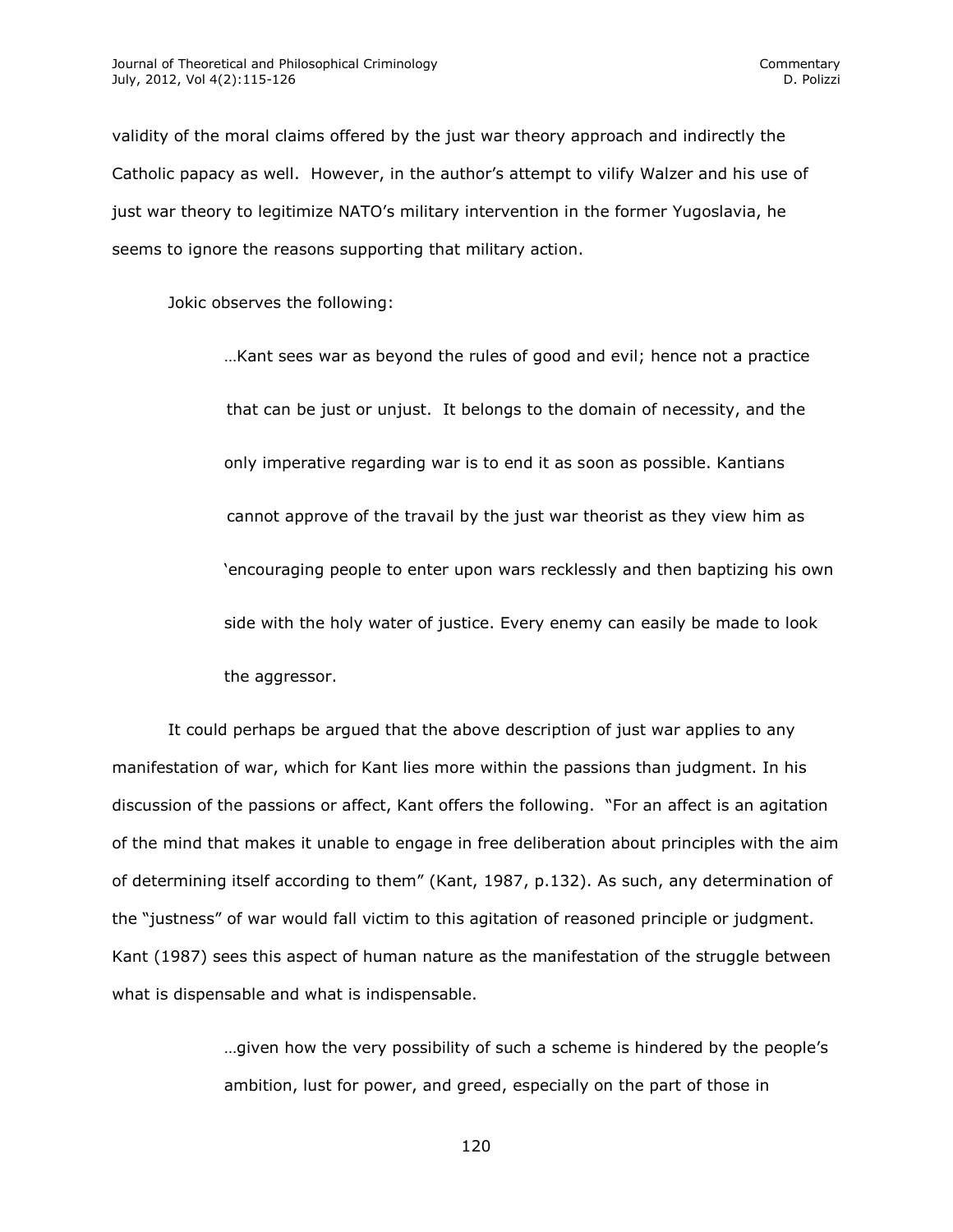validity of the moral claims offered by the just war theory approach and indirectly the Catholic papacy as well. However, in the author's attempt to vilify Walzer and his use of just war theory to legitimize NATO's military intervention in the former Yugoslavia, he seems to ignore the reasons supporting that military action.

Jokic observes the following:

> …Kant sees war as beyond the rules of good and evil; hence not a practice that can be just or unjust. It belongs to the domain of necessity, and the only imperative regarding war is to end it as soon as possible. Kantians cannot approve of the travail by the just war theorist as they view him as 'encouraging people to enter upon wars recklessly and then baptizing his own side with the holy water of justice. Every enemy can easily be made to look the aggressor.

It could perhaps be argued that the above description of just war applies to any manifestation of war, which for Kant lies more within the passions than judgment. In his discussion of the passions or affect, Kant offers the following. "For an affect is an agitation of the mind that makes it unable to engage in free deliberation about principles with the aim of determining itself according to them" (Kant, 1987, p.132). As such, any determination of the "justness" of war would fall victim to this agitation of reasoned principle or judgment. Kant (1987) sees this aspect of human nature as the manifestation of the struggle between what is dispensable and what is indispensable.

> …given how the very possibility of such a scheme is hindered by the people's ambition, lust for power, and greed, especially on the part of those in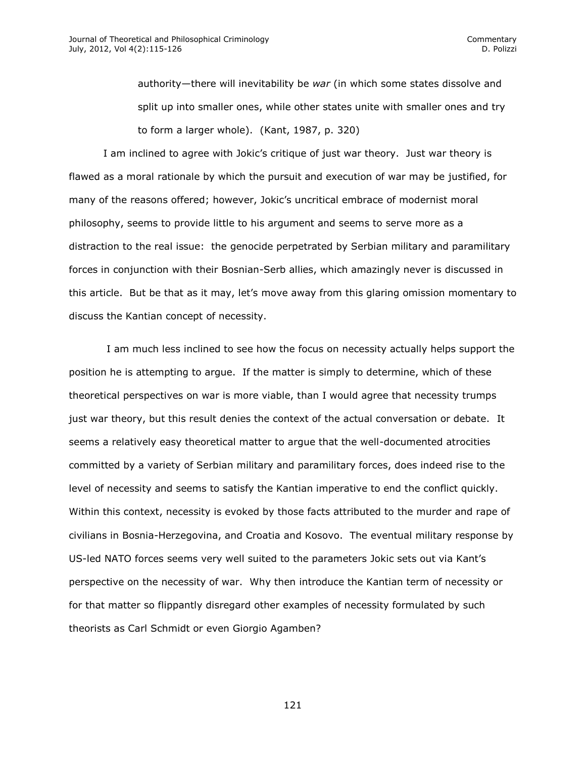> authority—there will inevitability be *war* (in which some states dissolve and split up into smaller ones, while other states unite with smaller ones and try to form a larger whole). (Kant, 1987, p. 320)

I am inclined to agree with Jokic's critique of just war theory. Just war theory is flawed as a moral rationale by which the pursuit and execution of war may be justified, for many of the reasons offered; however, Jokic's uncritical embrace of modernist moral philosophy, seems to provide little to his argument and seems to serve more as a distraction to the real issue: the genocide perpetrated by Serbian military and paramilitary forces in conjunction with their Bosnian-Serb allies, which amazingly never is discussed in this article. But be that as it may, let's move away from this glaring omission momentary to discuss the Kantian concept of necessity.

I am much less inclined to see how the focus on necessity actually helps support the position he is attempting to argue. If the matter is simply to determine, which of these theoretical perspectives on war is more viable, than I would agree that necessity trumps just war theory, but this result denies the context of the actual conversation or debate. It seems a relatively easy theoretical matter to argue that the well-documented atrocities committed by a variety of Serbian military and paramilitary forces, does indeed rise to the level of necessity and seems to satisfy the Kantian imperative to end the conflict quickly. Within this context, necessity is evoked by those facts attributed to the murder and rape of civilians in Bosnia-Herzegovina, and Croatia and Kosovo. The eventual military response by US-led NATO forces seems very well suited to the parameters Jokic sets out via Kant's perspective on the necessity of war. Why then introduce the Kantian term of necessity or for that matter so flippantly disregard other examples of necessity formulated by such theorists as Carl Schmidt or even Giorgio Agamben?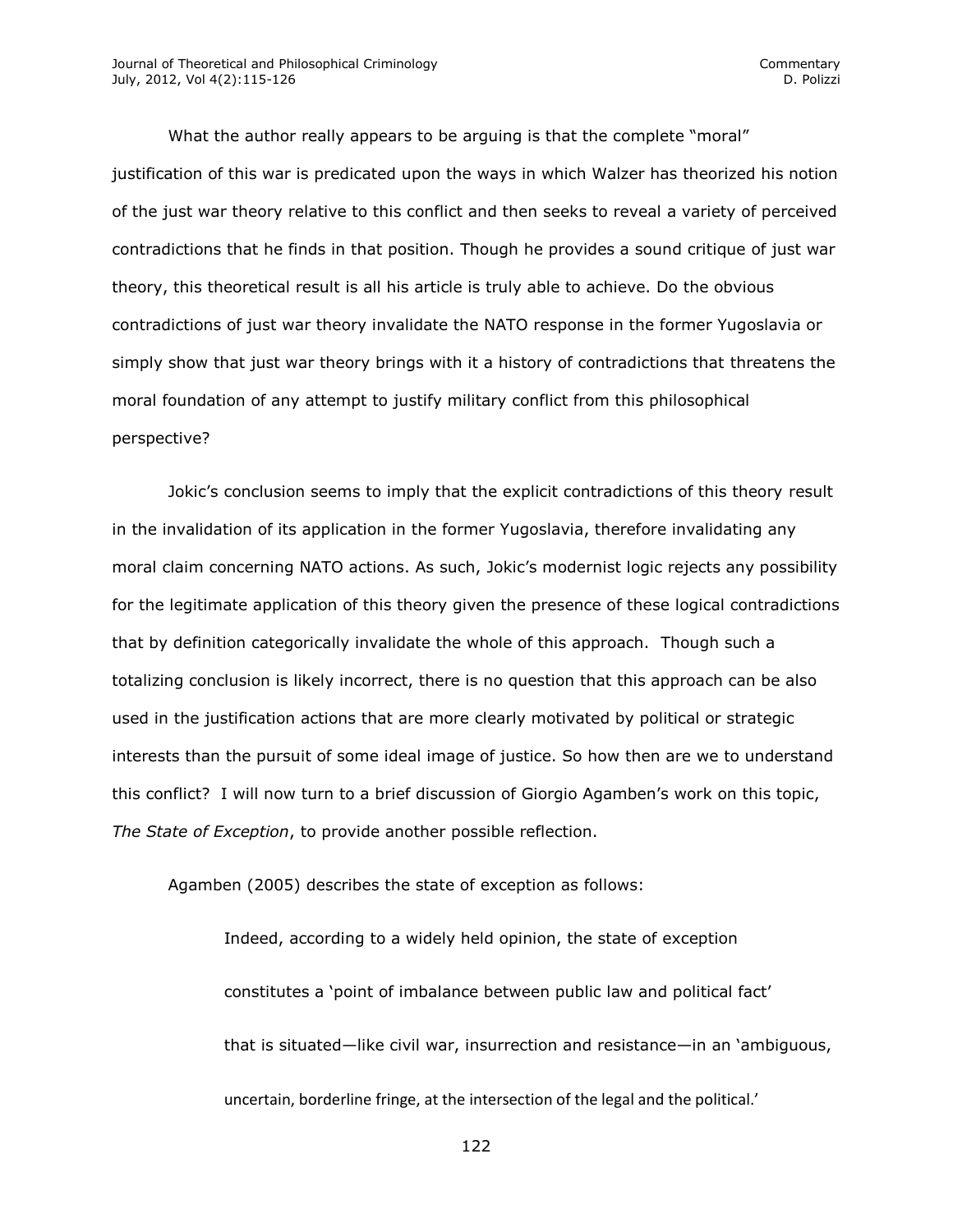What the author really appears to be arguing is that the complete "moral" justification of this war is predicated upon the ways in which Walzer has theorized his notion of the just war theory relative to this conflict and then seeks to reveal a variety of perceived contradictions that he finds in that position. Though he provides a sound critique of just war theory, this theoretical result is all his article is truly able to achieve. Do the obvious contradictions of just war theory invalidate the NATO response in the former Yugoslavia or simply show that just war theory brings with it a history of contradictions that threatens the moral foundation of any attempt to justify military conflict from this philosophical perspective?

Jokic's conclusion seems to imply that the explicit contradictions of this theory result in the invalidation of its application in the former Yugoslavia, therefore invalidating any moral claim concerning NATO actions. As such, Jokic's modernist logic rejects any possibility for the legitimate application of this theory given the presence of these logical contradictions that by definition categorically invalidate the whole of this approach. Though such a totalizing conclusion is likely incorrect, there is no question that this approach can be also used in the justification actions that are more clearly motivated by political or strategic interests than the pursuit of some ideal image of justice. So how then are we to understand this conflict? I will now turn to a brief discussion of Giorgio Agamben's work on this topic, *The State of Exception*, to provide another possible reflection.

Agamben (2005) describes the state of exception as follows:

> Indeed, according to a widely held opinion, the state of exception constitutes a 'point of imbalance between public law and political fact' that is situated—like civil war, insurrection and resistance—in an 'ambiguous, uncertain, borderline fringe, at the intersection of the legal and the political.'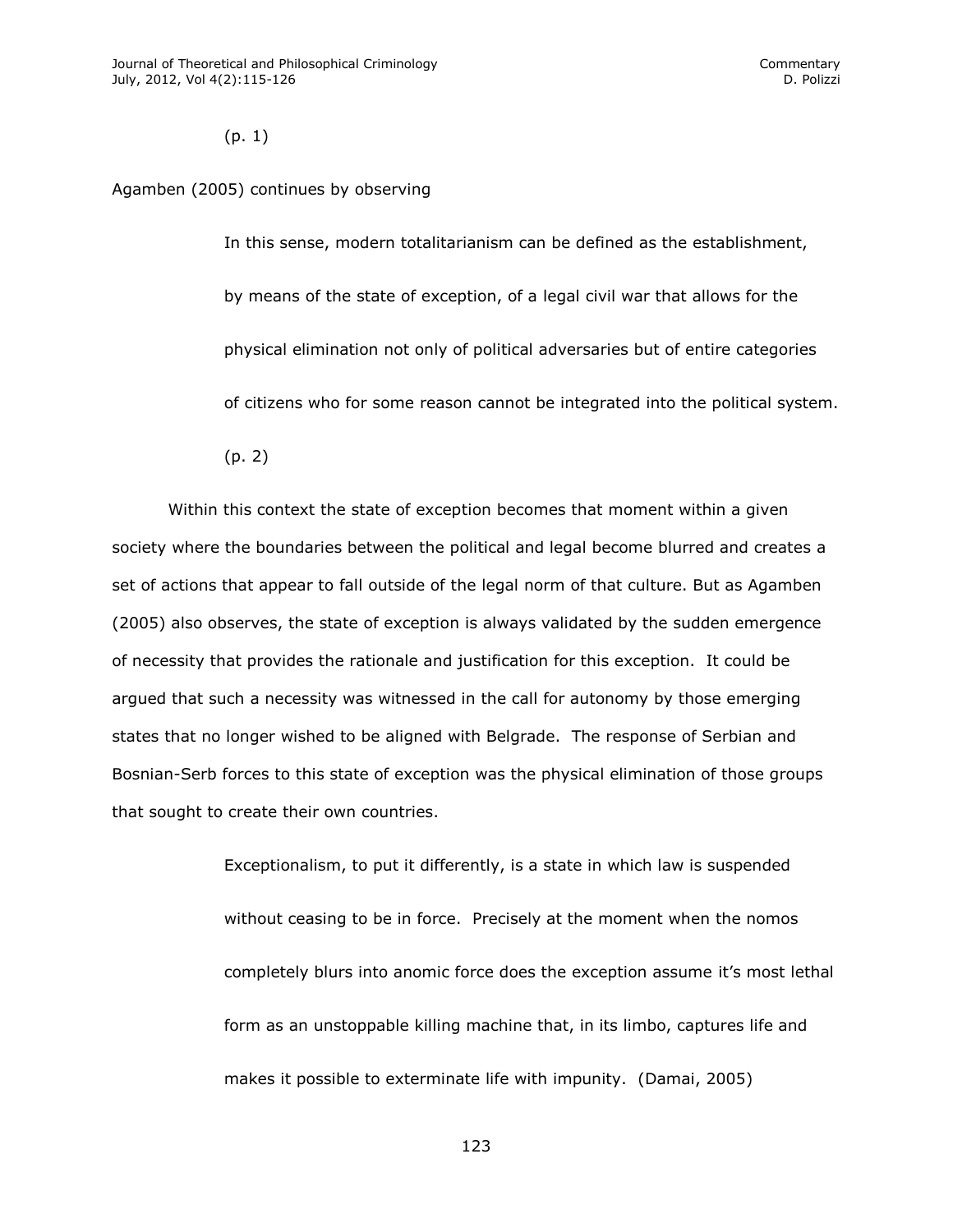> (p. 1)

Agamben (2005) continues by observing

> In this sense, modern totalitarianism can be defined as the establishment, by means of the state of exception, of a legal civil war that allows for the physical elimination not only of political adversaries but of entire categories of citizens who for some reason cannot be integrated into the political system. (p. 2)

Within this context the state of exception becomes that moment within a given society where the boundaries between the political and legal become blurred and creates a set of actions that appear to fall outside of the legal norm of that culture. But as Agamben (2005) also observes, the state of exception is always validated by the sudden emergence of necessity that provides the rationale and justification for this exception. It could be argued that such a necessity was witnessed in the call for autonomy by those emerging states that no longer wished to be aligned with Belgrade. The response of Serbian and Bosnian-Serb forces to this state of exception was the physical elimination of those groups that sought to create their own countries.

> Exceptionalism, to put it differently, is a state in which law is suspended without ceasing to be in force. Precisely at the moment when the nomos completely blurs into anomic force does the exception assume it's most lethal form as an unstoppable killing machine that, in its limbo, captures life and makes it possible to exterminate life with impunity. (Damai, 2005)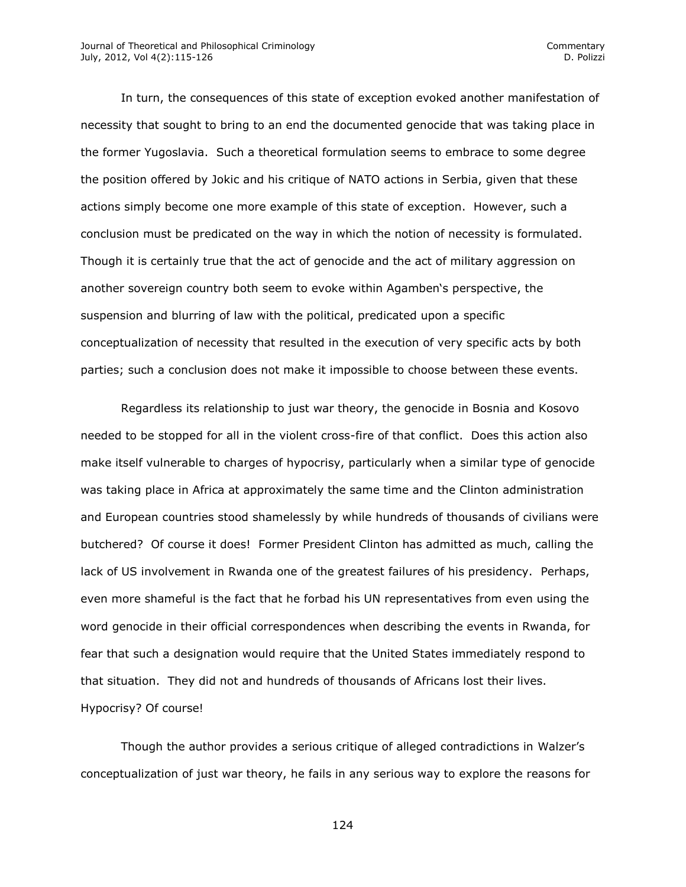In turn, the consequences of this state of exception evoked another manifestation of necessity that sought to bring to an end the documented genocide that was taking place in the former Yugoslavia. Such a theoretical formulation seems to embrace to some degree the position offered by Jokic and his critique of NATO actions in Serbia, given that these actions simply become one more example of this state of exception. However, such a conclusion must be predicated on the way in which the notion of necessity is formulated. Though it is certainly true that the act of genocide and the act of military aggression on another sovereign country both seem to evoke within Agamben's perspective, the suspension and blurring of law with the political, predicated upon a specific conceptualization of necessity that resulted in the execution of very specific acts by both parties; such a conclusion does not make it impossible to choose between these events.

Regardless its relationship to just war theory, the genocide in Bosnia and Kosovo needed to be stopped for all in the violent cross-fire of that conflict. Does this action also make itself vulnerable to charges of hypocrisy, particularly when a similar type of genocide was taking place in Africa at approximately the same time and the Clinton administration and European countries stood shamelessly by while hundreds of thousands of civilians were butchered? Of course it does! Former President Clinton has admitted as much, calling the lack of US involvement in Rwanda one of the greatest failures of his presidency. Perhaps, even more shameful is the fact that he forbad his UN representatives from even using the word genocide in their official correspondences when describing the events in Rwanda, for fear that such a designation would require that the United States immediately respond to that situation. They did not and hundreds of thousands of Africans lost their lives. Hypocrisy? Of course!

Though the author provides a serious critique of alleged contradictions in Walzer's conceptualization of just war theory, he fails in any serious way to explore the reasons for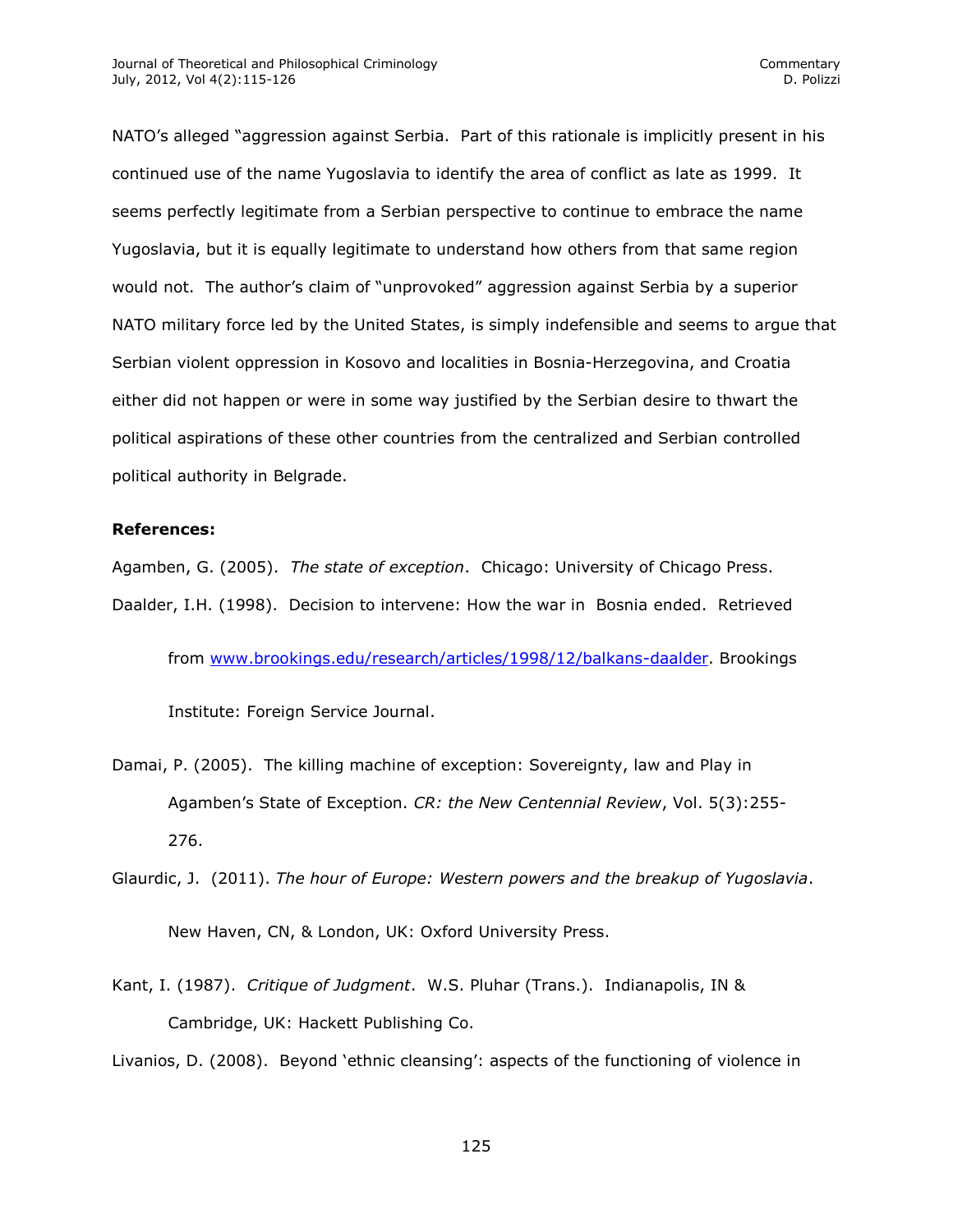NATO's alleged "aggression against Serbia. Part of this rationale is implicitly present in his continued use of the name Yugoslavia to identify the area of conflict as late as 1999. It seems perfectly legitimate from a Serbian perspective to continue to embrace the name Yugoslavia, but it is equally legitimate to understand how others from that same region would not. The author's claim of "unprovoked" aggression against Serbia by a superior NATO military force led by the United States, is simply indefensible and seems to argue that Serbian violent oppression in Kosovo and localities in Bosnia-Herzegovina, and Croatia either did not happen or were in some way justified by the Serbian desire to thwart the political aspirations of these other countries from the centralized and Serbian controlled political authority in Belgrade.

**References:**

Agamben, G. (2005). *The state of exception*. Chicago: University of Chicago Press.

Daalder, I.H. (1998). Decision to intervene: How the war in Bosnia ended. Retrieved from www.brookings.edu/research/articles/1998/12/balkans-daalder. Brookings Institute: Foreign Service Journal.

Damai, P. (2005). The killing machine of exception: Sovereignty, law and Play in Agamben's State of Exception. *CR: the New Centennial Review*, Vol. 5(3):255-276.

Glaurdic, J. (2011). *The hour of Europe: Western powers and the breakup of Yugoslavia*. New Haven, CN, & London, UK: Oxford University Press.

Kant, I. (1987). *Critique of Judgment*. W.S. Pluhar (Trans.). Indianapolis, IN & Cambridge, UK: Hackett Publishing Co.

Livanios, D. (2008). Beyond 'ethnic cleansing': aspects of the functioning of violence in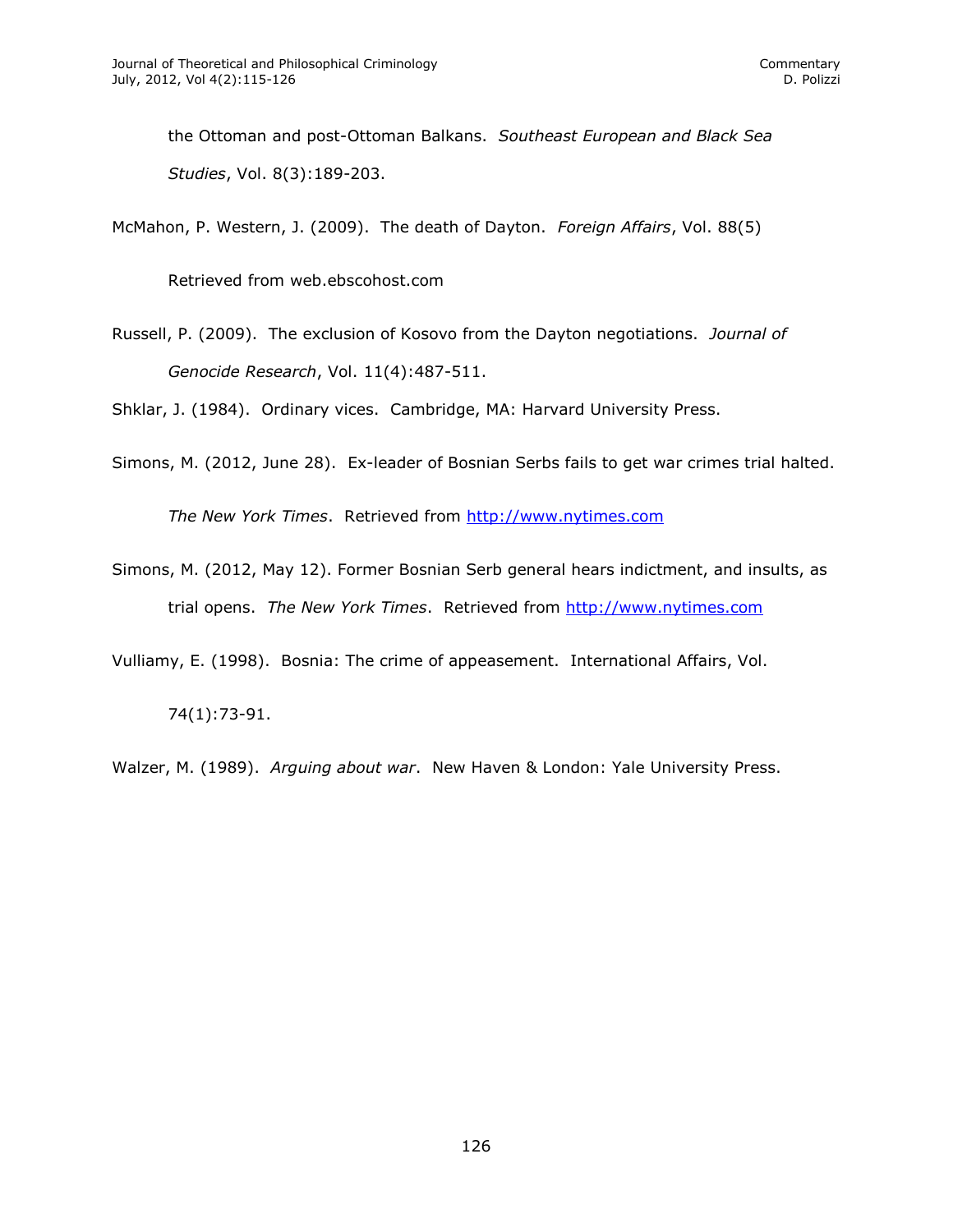the Ottoman and post-Ottoman Balkans. *Southeast European and Black Sea Studies*, Vol. 8(3):189-203.

McMahon, P. Western, J. (2009). The death of Dayton. *Foreign Affairs*, Vol. 88(5) Retrieved from web.ebscohost.com

Russell, P. (2009). The exclusion of Kosovo from the Dayton negotiations. *Journal of Genocide Research*, Vol. 11(4):487-511.

Shklar, J. (1984). Ordinary vices. Cambridge, MA: Harvard University Press.

Simons, M. (2012, June 28). Ex-leader of Bosnian Serbs fails to get war crimes trial halted. *The New York Times*. Retrieved from http://www.nytimes.com

Simons, M. (2012, May 12). Former Bosnian Serb general hears indictment, and insults, as trial opens. *The New York Times*. Retrieved from http://www.nytimes.com

Vulliamy, E. (1998). Bosnia: The crime of appeasement. International Affairs, Vol. 74(1):73-91.

Walzer, M. (1989). *Arguing about war*. New Haven & London: Yale University Press.